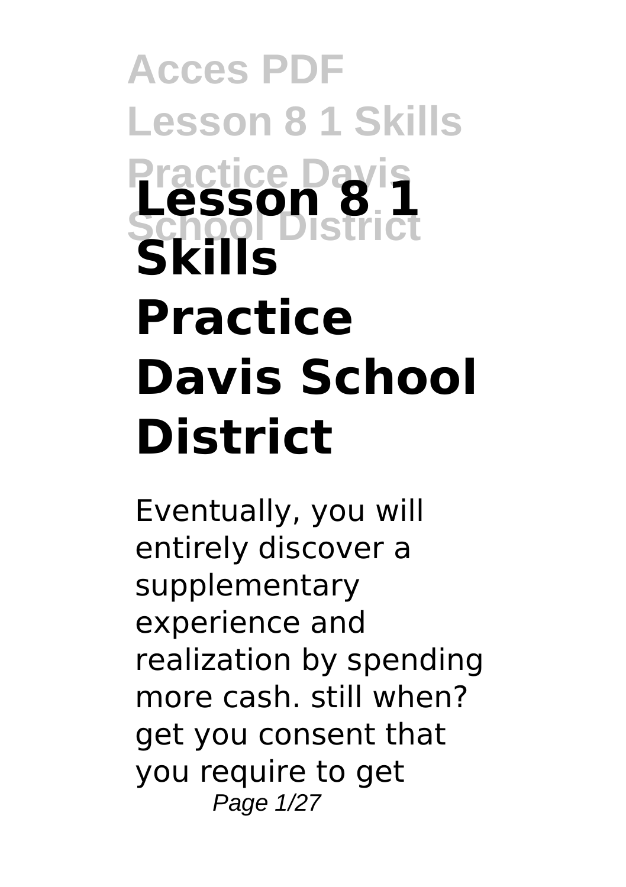# Lesson 8 1 Skills Practice Davis School District

Eventually, you will entirely discover a supplementary experience and realization by spending more cash. still when? get you consent that you require to get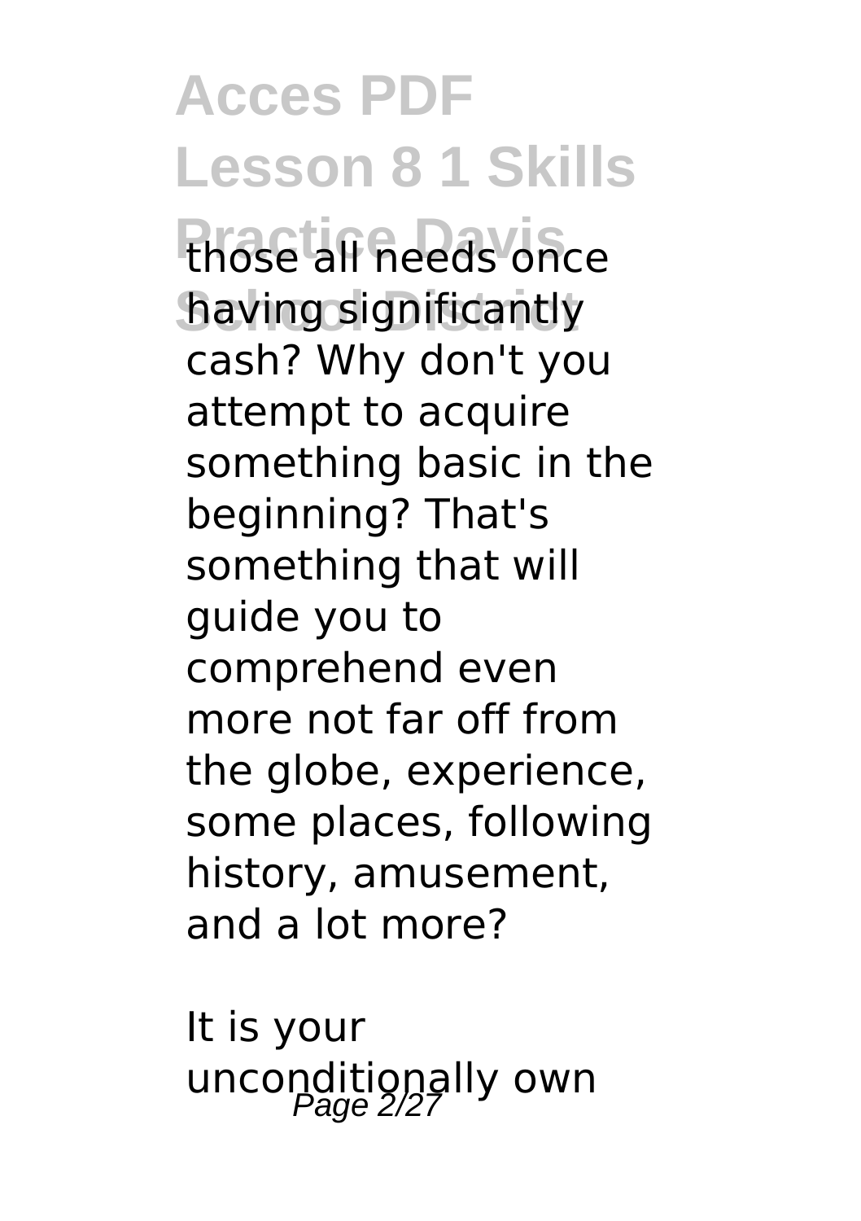those all needs once having significantly cash? Why don't you attempt to acquire something basic in the beginning? That's something that will guide you to comprehend even more not far off from the globe, experience, some places, following history, amusement, and a lot more?

It is your unconditionally own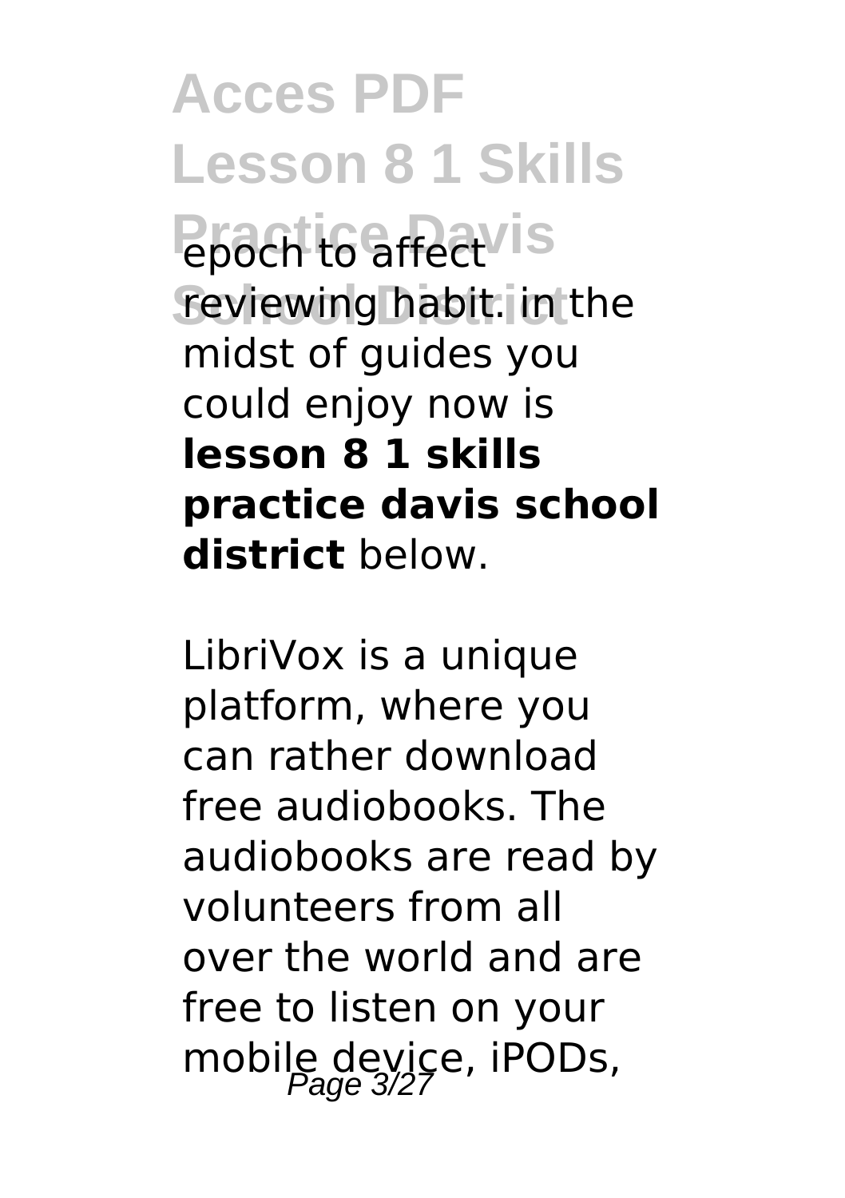epoch to affect reviewing habit. in the midst of guides you could enjoy now is **lesson 8 1 skills practice davis school district** below.

LibriVox is a unique platform, where you can rather download free audiobooks. The audiobooks are read by volunteers from all over the world and are free to listen on your mobile device, iPODs,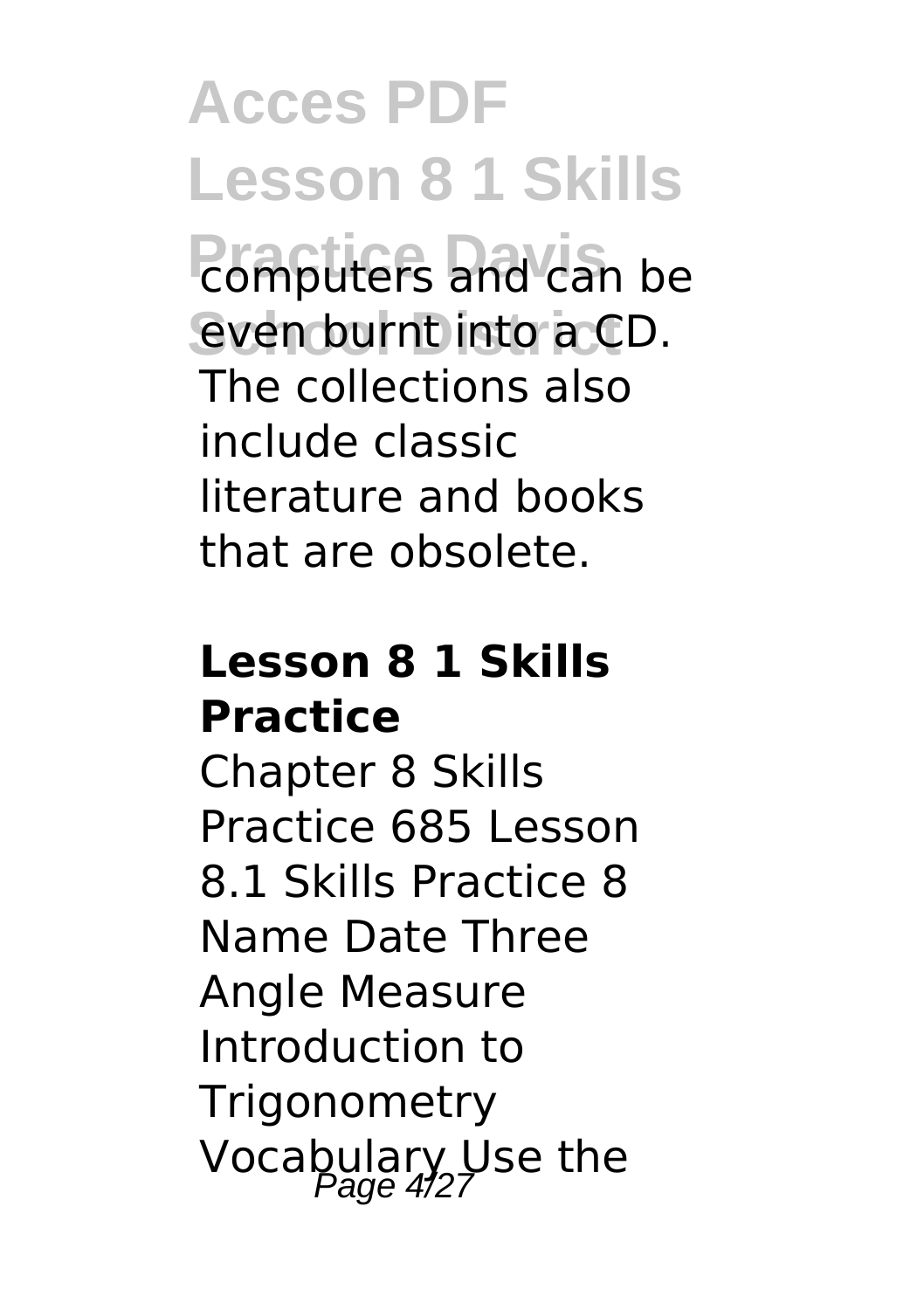computers and can be even burnt into a CD. The collections also include classic literature and books that are obsolete.

## Lesson 8 1 Skills Practice

Chapter 8 Skills Practice 685 Lesson 8.1 Skills Practice 8 Name Date Three Angle Measure Introduction to Trigonometry Vocabulary Use the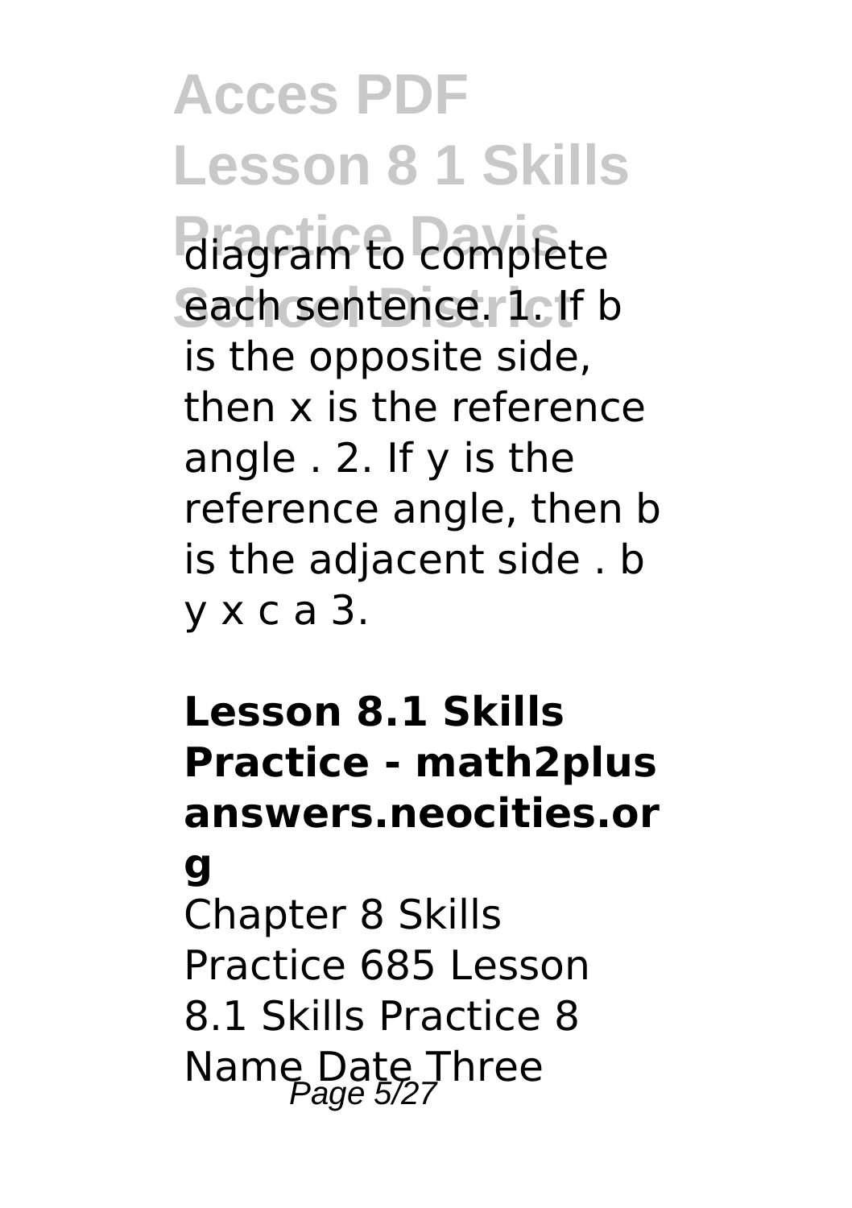diagram to complete each sentence. 1. If b is the opposite side, then x is the reference angle . 2. If y is the reference angle, then b is the adjacent side . b y x c a 3.

## Lesson 8.1 Skills Practice - math2plus answers.neocities.org

Chapter 8 Skills Practice 685 Lesson 8.1 Skills Practice 8 Name Date Three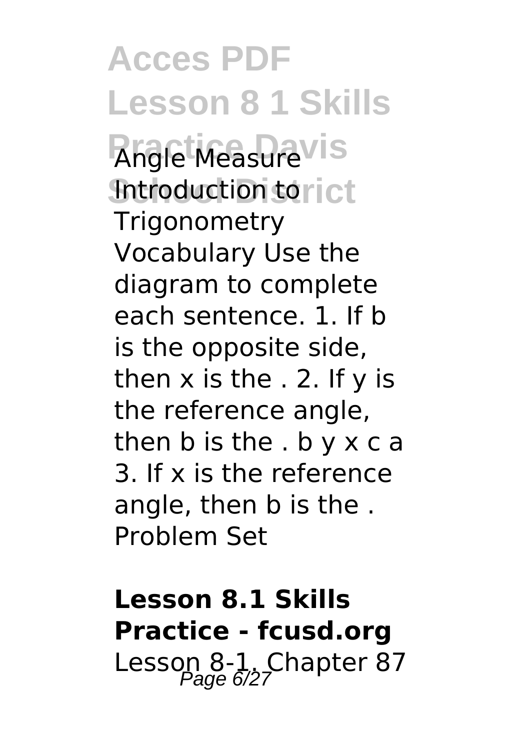Angle Measure Introduction to Trigonometry Vocabulary Use the diagram to complete each sentence. 1. If b is the opposite side, then x is the . 2. If y is the reference angle, then b is the . b y x c a 3. If x is the reference angle, then b is the . Problem Set

**Lesson 8.1 Skills Practice - fcusd.org**

Lesson 8-1. Chapter 87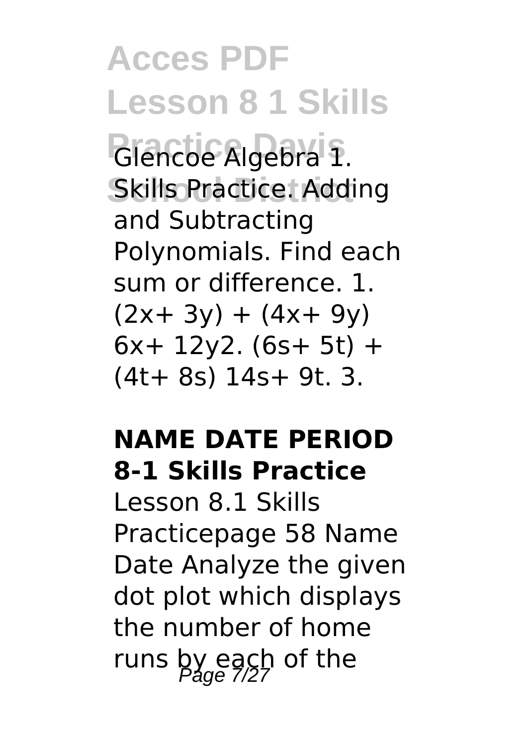Glencoe Algebra 1. Skills Practice. Adding and Subtracting Polynomials. Find each sum or difference. 1. $(2x + 3y) + (4x + 9y)$ $6x + 12y$ 2. $(6s + 5t) + (4t + 8s)$ $14s + 9t$. 3.

**NAME DATE PERIOD 8-1 Skills Practice**

Lesson 8.1 Skills Practicepage 58 Name Date Analyze the given dot plot which displays the number of home runs by each of the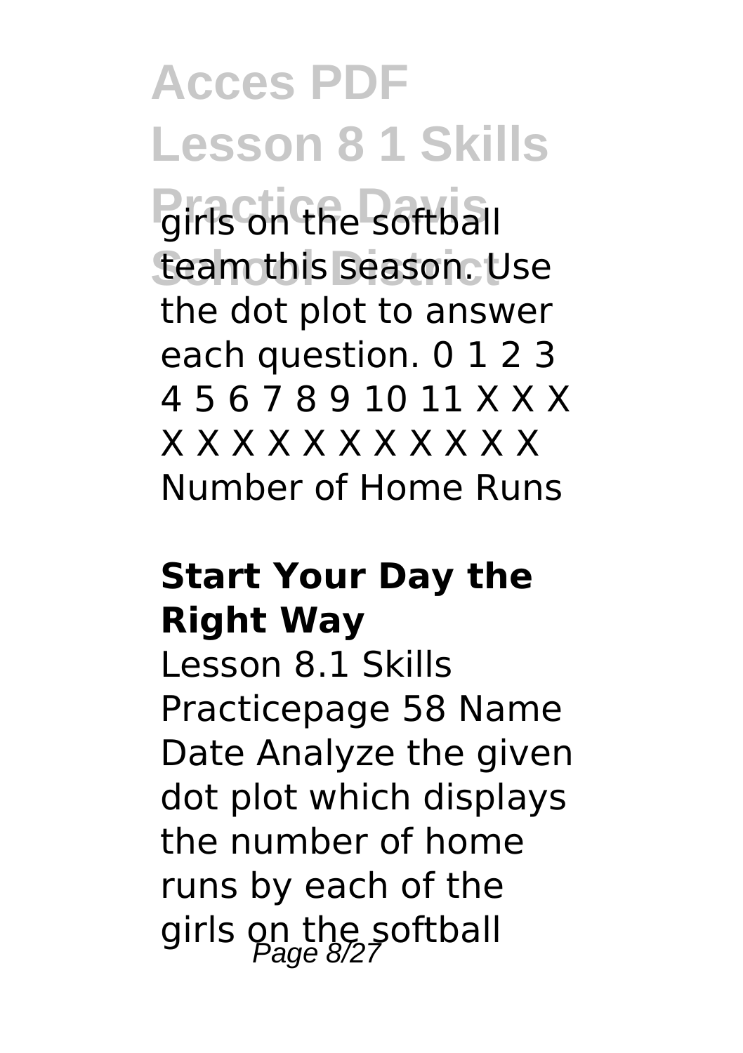girls on the softball team this season. Use the dot plot to answer each question. 0 1 2 3 4 5 6 7 8 9 10 11 X X X X X X X X X X X X X X Number of Home Runs

### Start Your Day the Right Way

Lesson 8.1 Skills Practicepage 58 Name Date Analyze the given dot plot which displays the number of home runs by each of the girls on the softball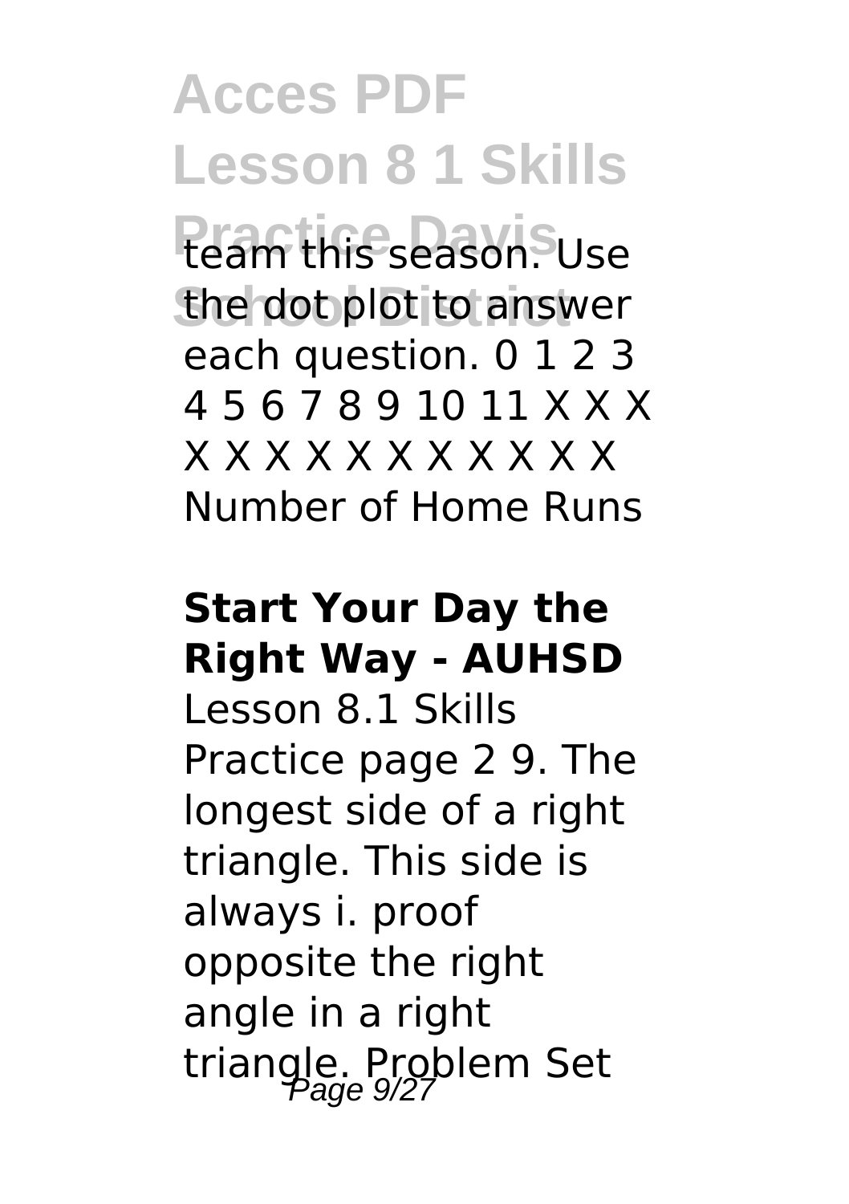team this season. Use the dot plot to answer each question. 0 1 2 3 4 5 6 7 8 9 10 11 X X X X X X X X X X X X X X Number of Home Runs

**Start Your Day the Right Way - AUHSD**

Lesson 8.1 Skills Practice page 2 9. The longest side of a right triangle. This side is always i. proof opposite the right angle in a right triangle. Problem Set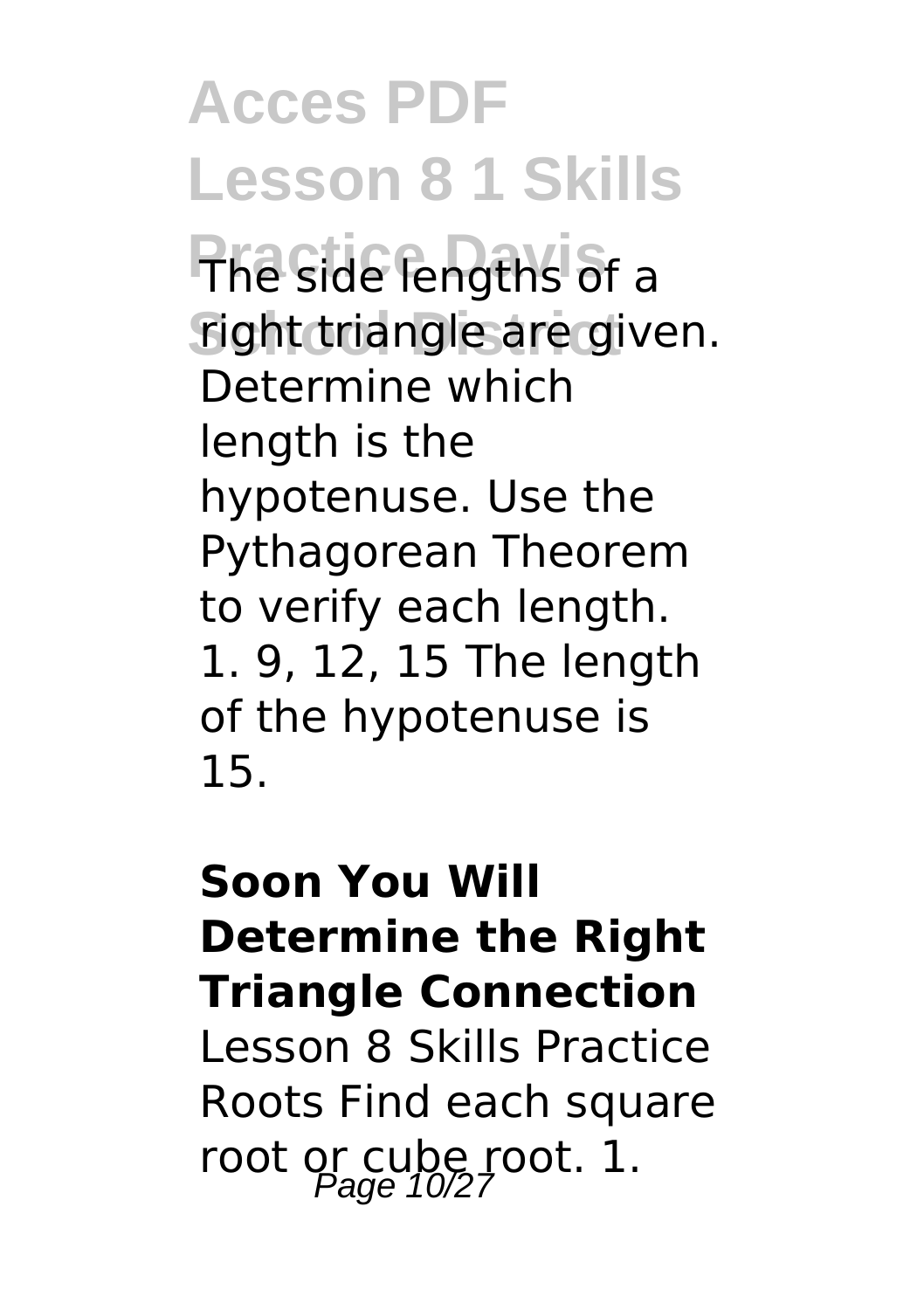The side lengths of a right triangle are given. Determine which length is the hypotenuse. Use the Pythagorean Theorem to verify each length. 1. 9, 12, 15 The length of the hypotenuse is 15.

**Soon You Will Determine the Right Triangle Connection**

Lesson 8 Skills Practice Roots Find each square root or cube root. 1.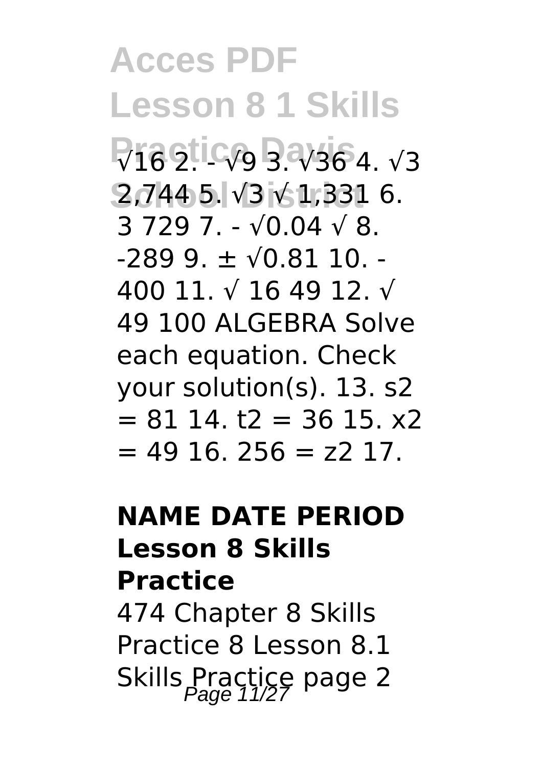# Acces PDF Lesson 8 1 Skills Practice Davis School District

√16 2. - √9 3. √36 4. √3 2,744 5. √3 √ 1,331 6. 3 729 7. - √0.04 √ 8. -289 9. ± √0.81 10. - 400 11. √ 16 49 12. √ 49 100 ALGEBRA Solve each equation. Check your solution(s). 13. s2 = 81 14. t2 = 36 15. x2 = 49 16. 256 = z2 17.

**NAME DATE PERIOD Lesson 8 Skills Practice**

474 Chapter 8 Skills Practice 8 Lesson 8.1 Skills Practice page 2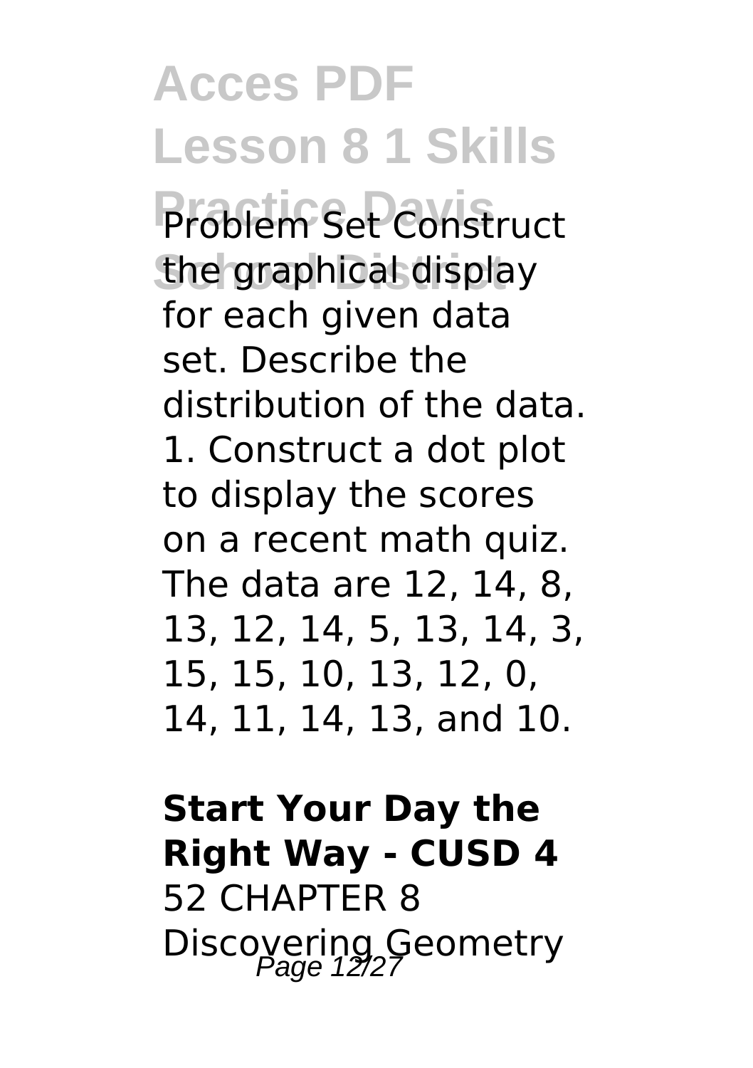Problem Set Construct the graphical display for each given data set. Describe the distribution of the data. 1. Construct a dot plot to display the scores on a recent math quiz. The data are 12, 14, 8, 13, 12, 14, 5, 13, 14, 3, 15, 15, 10, 13, 12, 0, 14, 11, 14, 13, and 10.

**Start Your Day the Right Way - CUSD 4**

52 CHAPTER 8 Discovering Geometry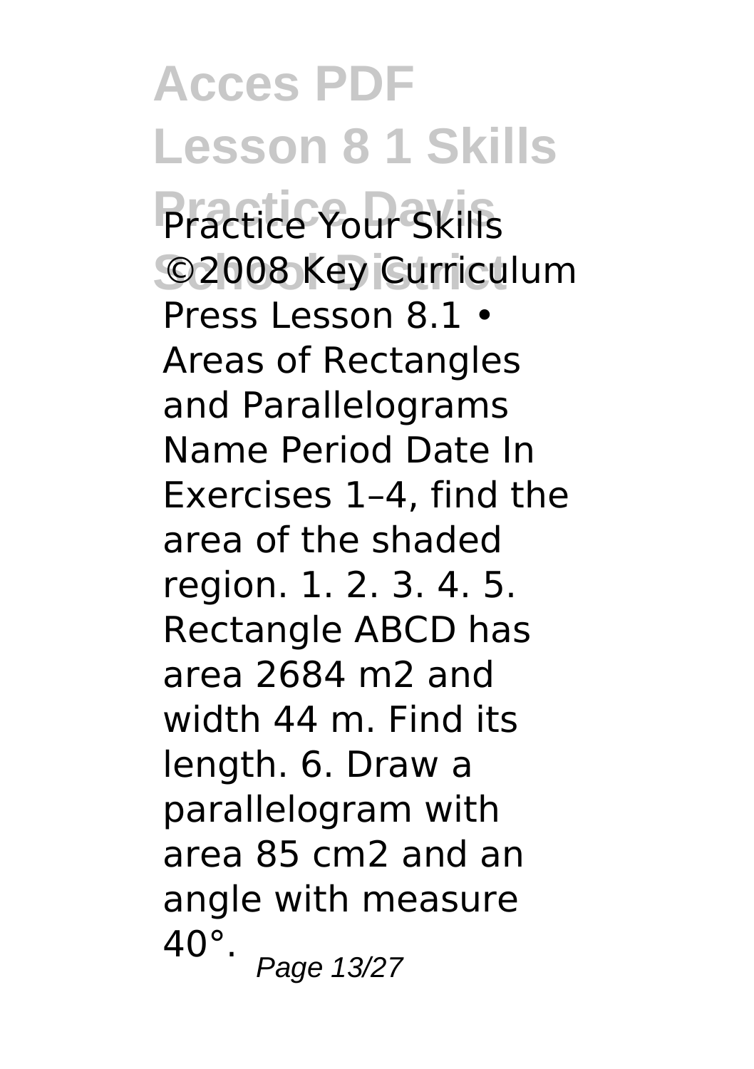Practice Your Skills ©2008 Key Curriculum Press Lesson 8.1 • Areas of Rectangles and Parallelograms Name Period Date In Exercises 1–4, find the area of the shaded region. 1. 2. 3. 4. 5. Rectangle ABCD has area 2684 m2 and width 44 m. Find its length. 6. Draw a parallelogram with area 85 cm2 and an angle with measure 40°.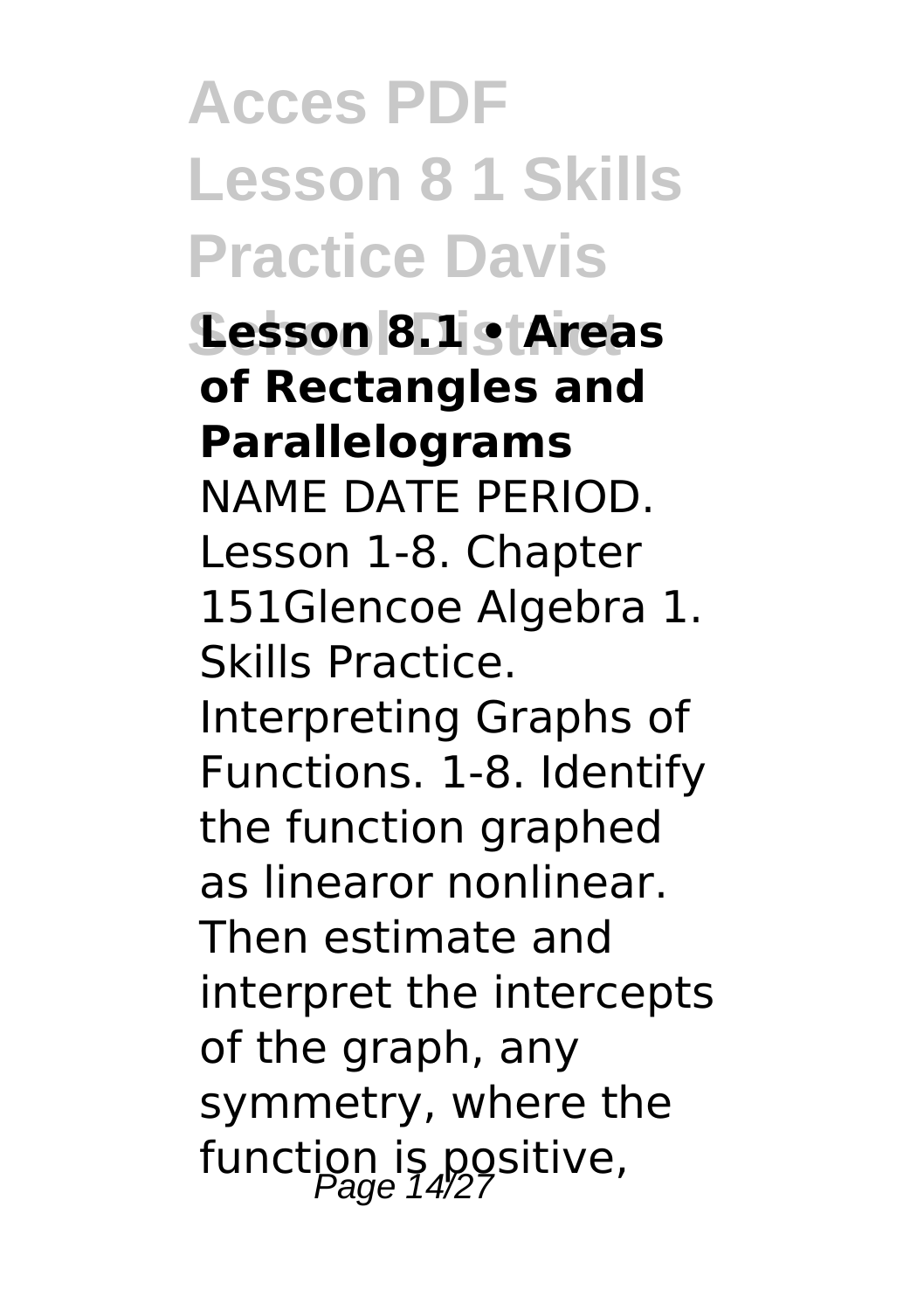**Lesson 8.1 • Areas of Rectangles and Parallelograms**

NAME DATE PERIOD. Lesson 1-8. Chapter 151Glencoe Algebra 1. Skills Practice. Interpreting Graphs of Functions. 1-8. Identify the function graphed as linearor nonlinear. Then estimate and interpret the intercepts of the graph, any symmetry, where the function is positive,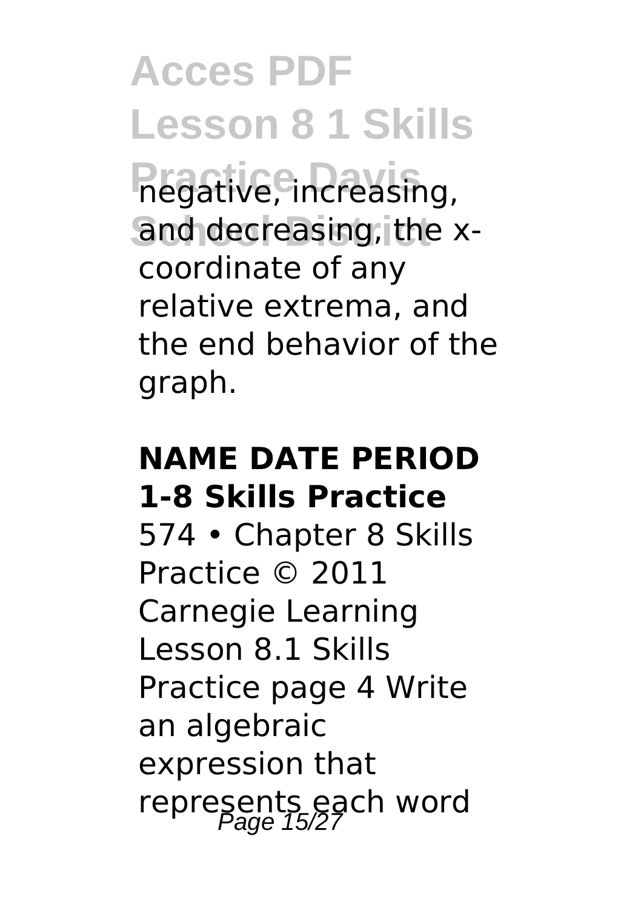negative, increasing, and decreasing, the x-coordinate of any relative extrema, and the end behavior of the graph.

## NAME DATE PERIOD 1-8 Skills Practice

574 • Chapter 8 Skills Practice © 2011 Carnegie Learning Lesson 8.1 Skills Practice page 4 Write an algebraic expression that represents each word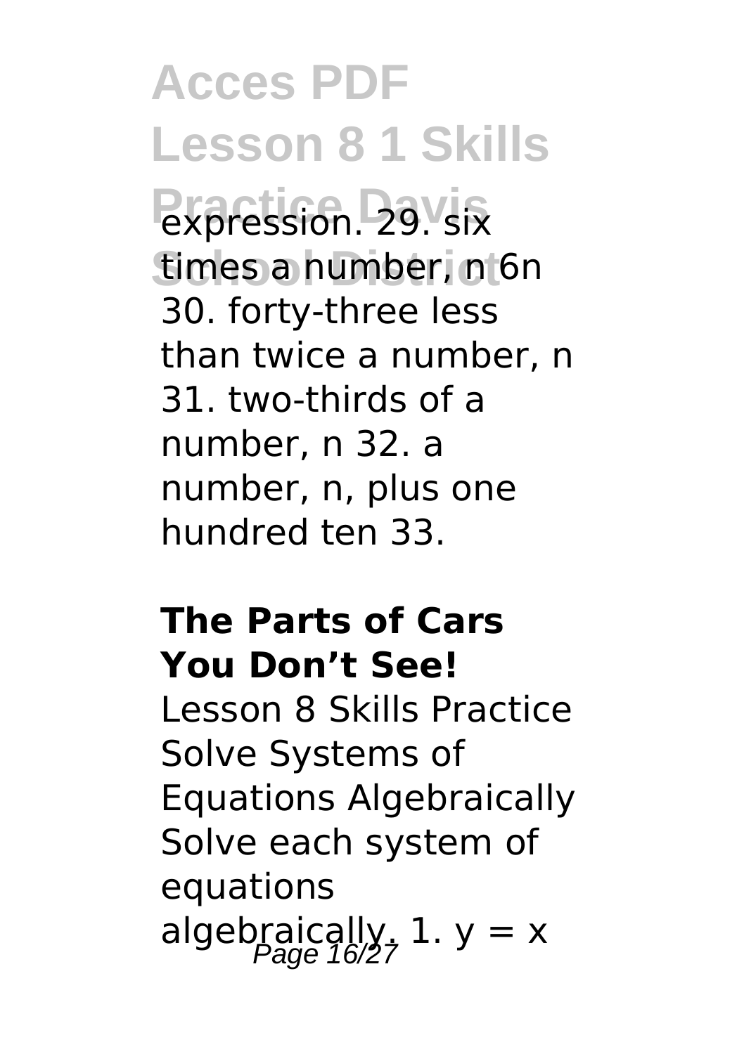expression. 29. six times a number, n 6n 30. forty-three less than twice a number, n 31. two-thirds of a number, n 32. a number, n, plus one hundred ten 33.

**The Parts of Cars You Don't See!**

Lesson 8 Skills Practice Solve Systems of Equations Algebraically Solve each system of equations algebraically. 1. $y = x$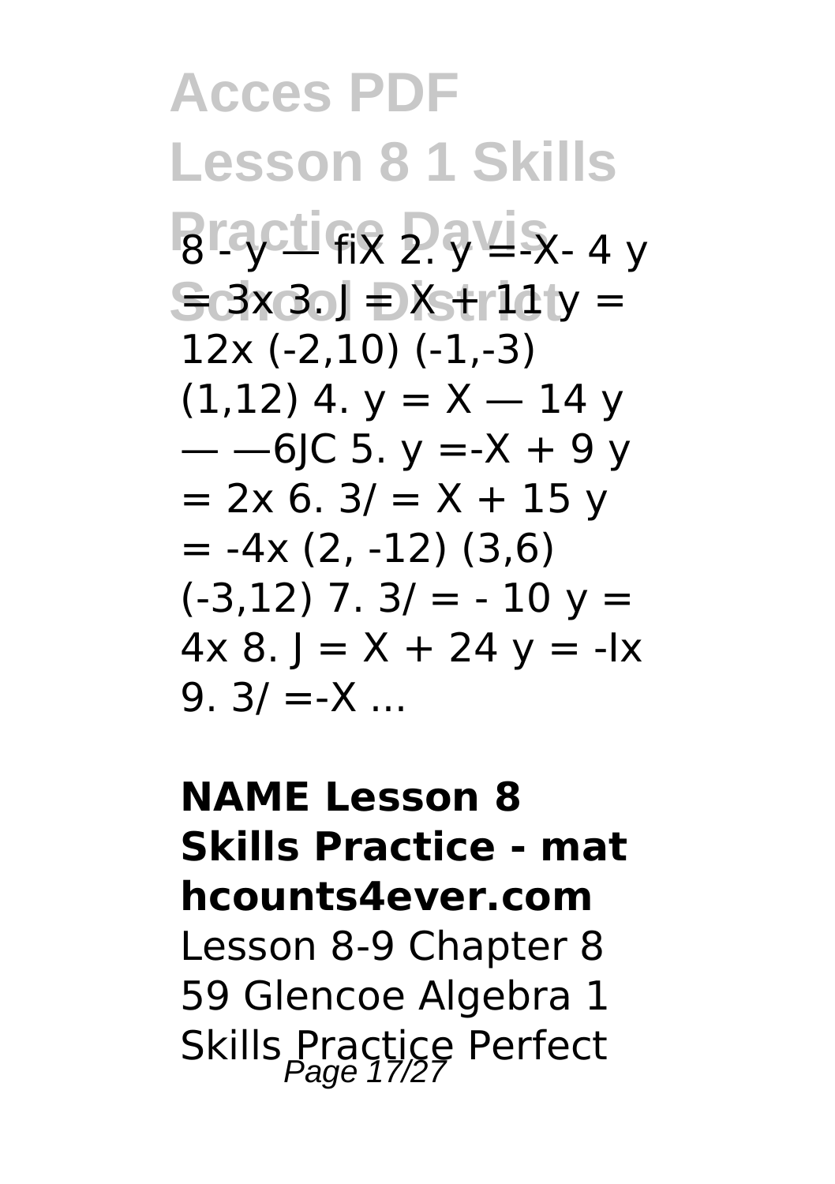# Acces PDF Lesson 8 1 Skills Practice Davis School District

8 - y — fiX 2. y =-X- 4 y = 3x 3. J = X + 11 y = 12x (-2,10) (-1,-3) (1,12) 4. y = X — 14 y — —6JC 5. y =-X + 9 y = 2x 6. 3/ = X + 15 y = -4x (2, -12) (3,6) (-3,12) 7. 3/ = - 10 y = 4x 8. J = X + 24 y = -lx 9. 3/ =-X ...

**NAME Lesson 8 Skills Practice - mathcounts4ever.com**

Lesson 8-9 Chapter 8 59 Glencoe Algebra 1 Skills Practice Perfect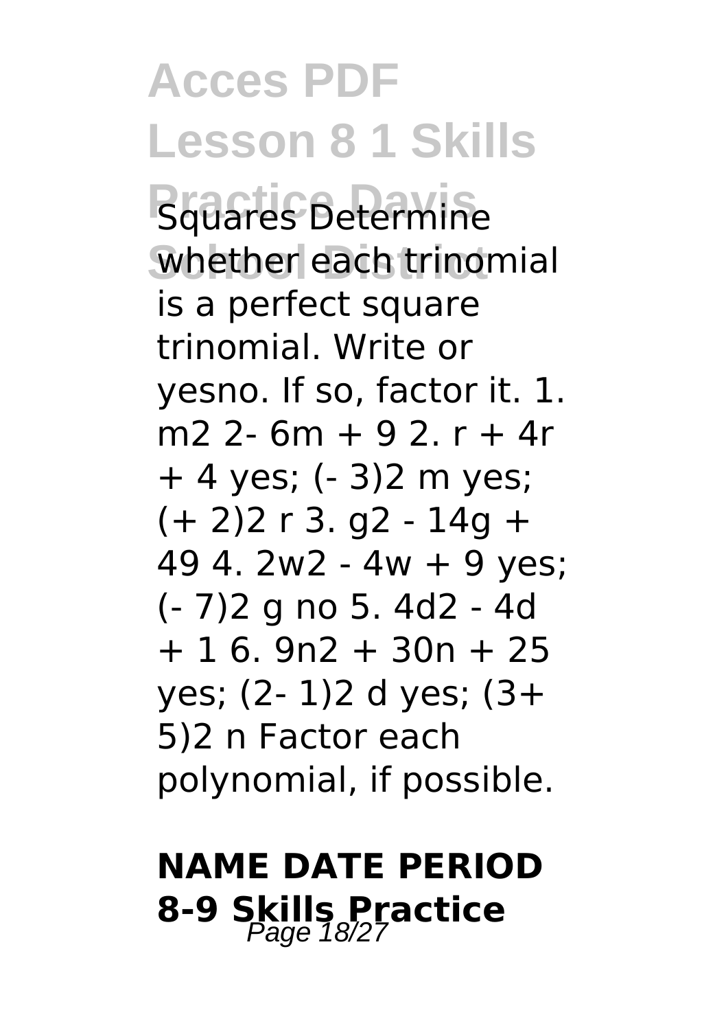# Acces PDF Lesson 8 1 Skills Practice Davis School District

Squares Determine whether each trinomial is a perfect square trinomial. Write or yesno. If so, factor it. 1. m2 2- 6m + 9 2. r + 4r + 4 yes; (- 3)2 m yes; (+ 2)2 r 3. g2 - 14g + 49 4. 2w2 - 4w + 9 yes; (- 7)2 g no 5. 4d2 - 4d + 1 6. 9n2 + 30n + 25 yes; (2- 1)2 d yes; (3+ 5)2 n Factor each polynomial, if possible.

## NAME DATE PERIOD 8-9 Skills Practice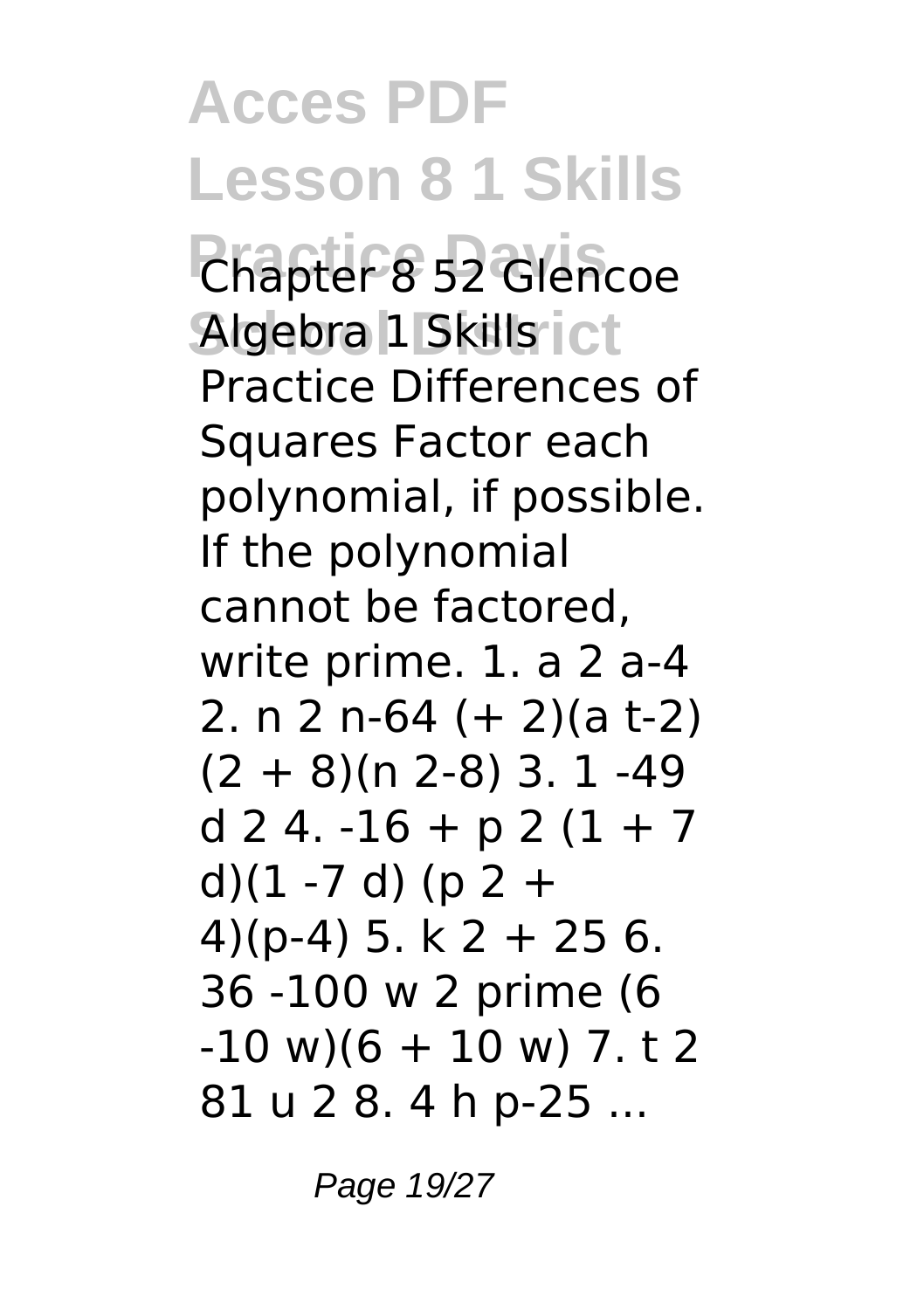# Acces PDF Lesson 8 1 Skills Practice Davis School District

Chapter 8 52 Glencoe Algebra 1 Skills Practice Differences of Squares Factor each polynomial, if possible. If the polynomial cannot be factored, write prime. 1. a 2 a-4 2. n 2 n-64 (+ 2)(a t-2) (2 + 8)(n 2-8) 3. 1 -49 d 2 4. -16 + p 2 (1 + 7 d)(1 -7 d) (p 2 + 4)(p-4) 5. k 2 + 25 6. 36 -100 w 2 prime (6 -10 w)(6 + 10 w) 7. t 2 81 u 2 8. 4 h p-25 ...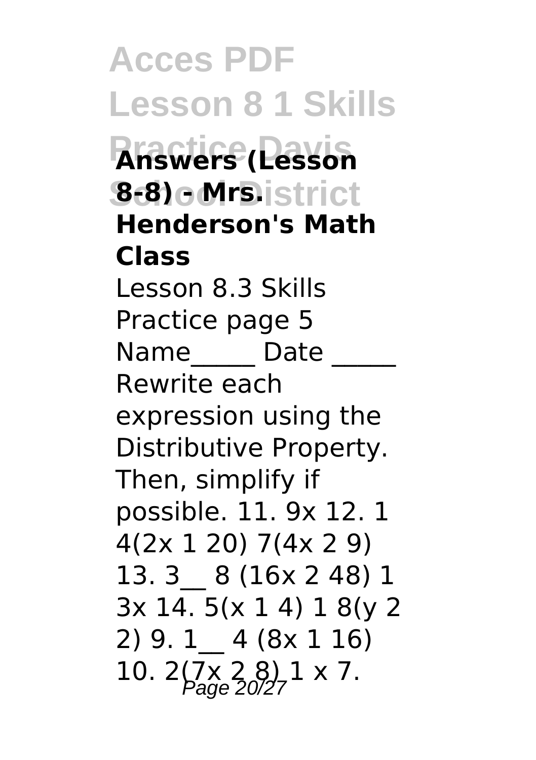**Answers (Lesson 8-8) - Mrs. Henderson's Math Class**

Lesson 8.3 Skills Practice page 5 Name_____ Date _____ Rewrite each expression using the Distributive Property. Then, simplify if possible. 11. 9x 12. 1 4(2x 1 20) 7(4x 2 9) 13. 3__ 8 (16x 2 48) 1 3x 14. 5(x 1 4) 1 8(y 2 2) 9. 1__ 4 (8x 1 16) 10. 2(7x 2 8) 1 x 7.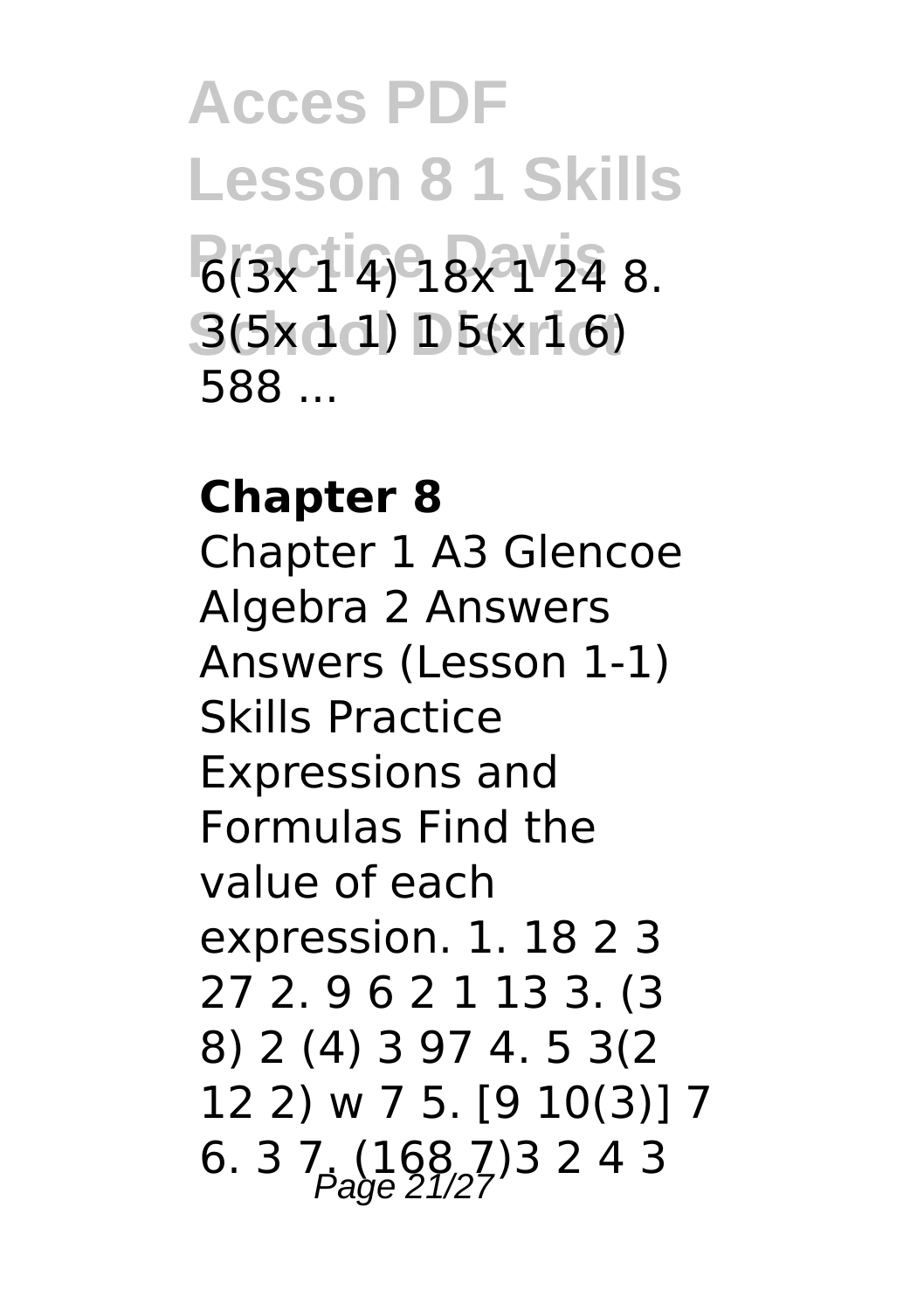6(3x 1 4) 18x 1 24 8. 3(5x 1 1) 1 5(x 1 6) 588 ...

**Chapter 8**

Chapter 1 A3 Glencoe Algebra 2 Answers Answers (Lesson 1-1) Skills Practice Expressions and Formulas Find the value of each expression. 1. 18 2 3 27 2. 9 6 2 1 13 3. (3 8) 2 (4) 3 97 4. 5 3(2 12 2) w 7 5. [9 10(3)] 7 6. 3 7. (168 7)3 2 4 3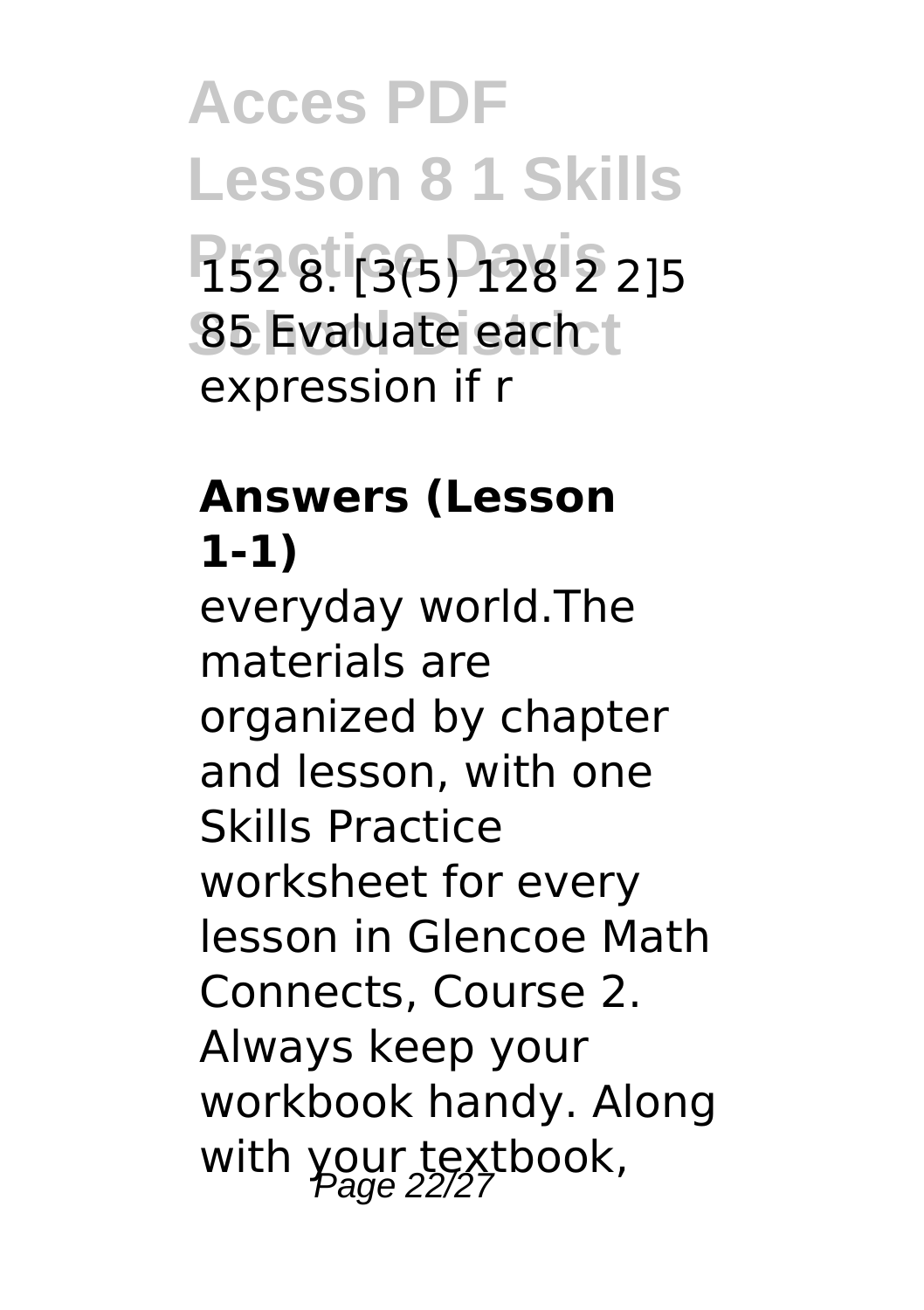152 8. [3(5) 128 2 2]5 85 Evaluate each expression if r

**Answers (Lesson 1-1)**

everyday world.The materials are organized by chapter and lesson, with one Skills Practice worksheet for every lesson in Glencoe Math Connects, Course 2. Always keep your workbook handy. Along with your textbook,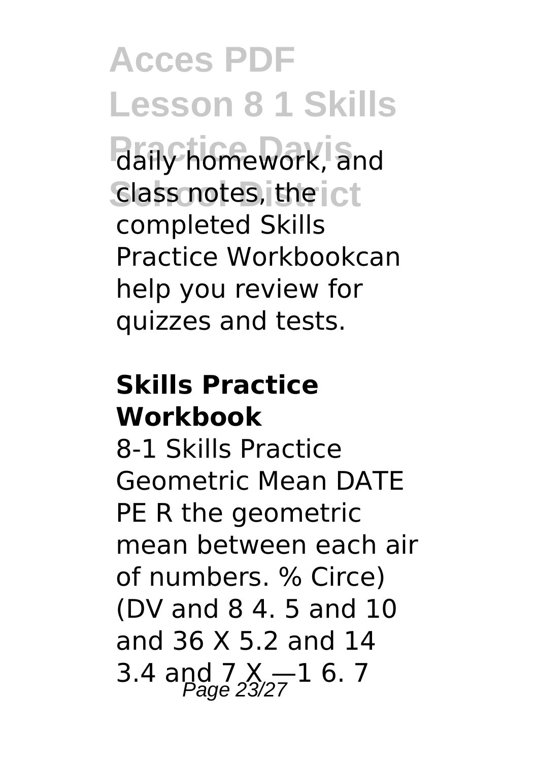daily homework, and class notes, the completed Skills Practice Workbookcan help you review for quizzes and tests.

## Skills Practice Workbook

8-1 Skills Practice Geometric Mean DATE PE R the geometric mean between each air of numbers. % Circe) (DV and 8 4. 5 and 10 and 36 X 5.2 and 14 3.4 and 7 X —1 6. 7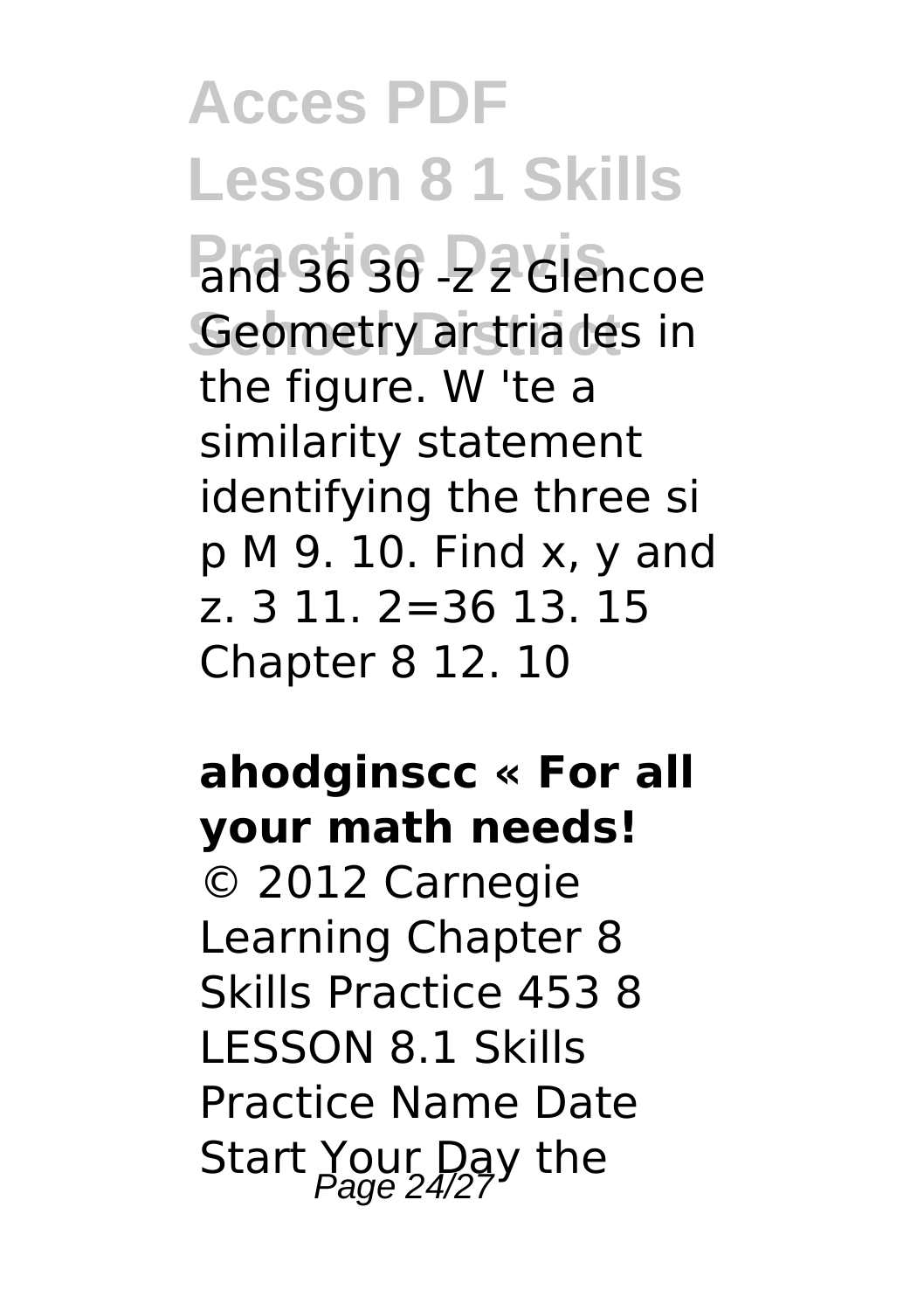and 36 30 -z z Glencoe Geometry ar tria les in the figure. W 'te a similarity statement identifying the three si p M 9. 10. Find x, y and z. 3 11. 2=36 13. 15 Chapter 8 12. 10

**ahodginscc « For all your math needs!**

© 2012 Carnegie Learning Chapter 8 Skills Practice 453 8 LESSON 8.1 Skills Practice Name Date Start Your Day the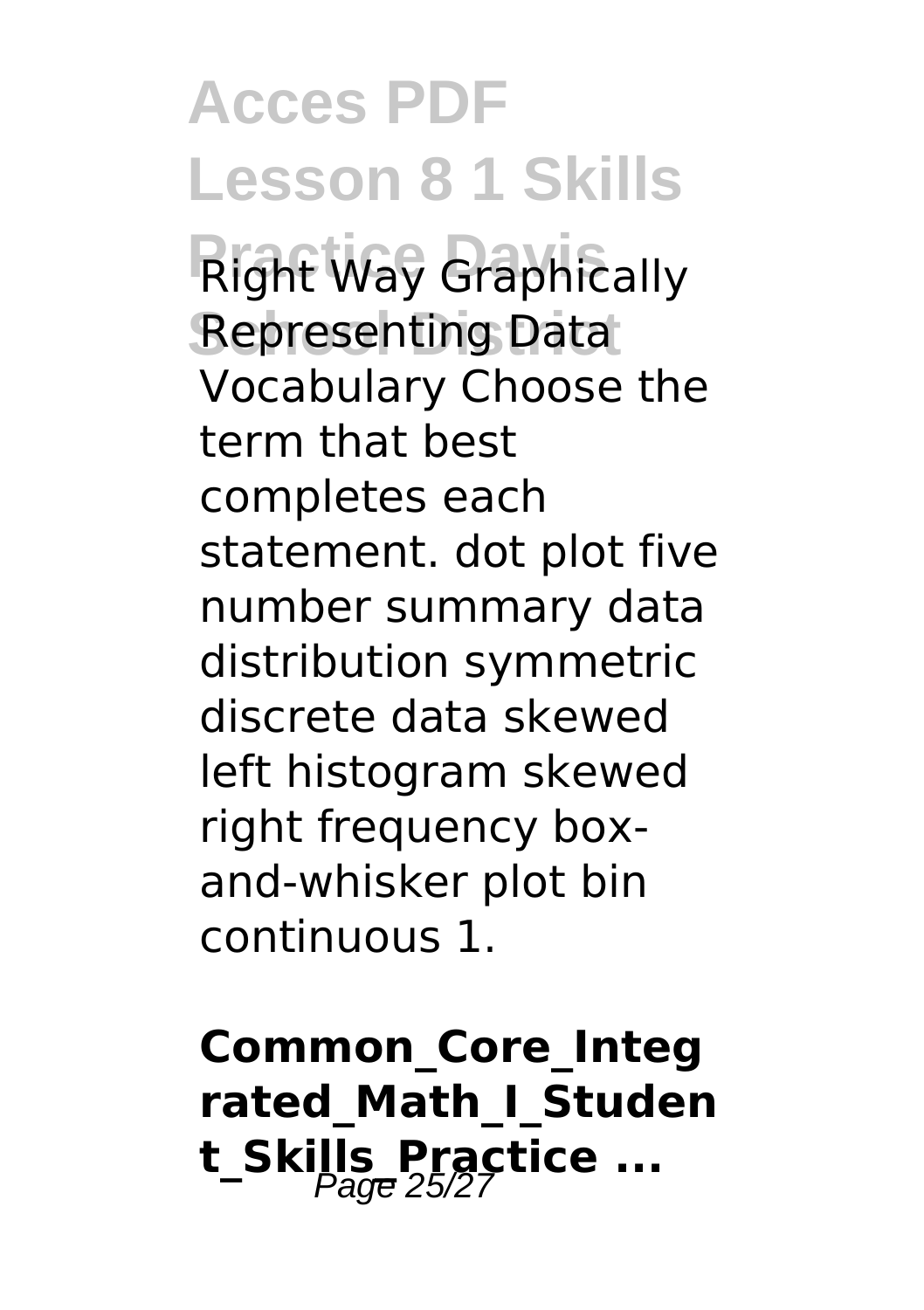Right Way Graphically Representing Data Vocabulary Choose the term that best completes each statement. dot plot five number summary data distribution symmetric discrete data skewed left histogram skewed right frequency box-and-whisker plot bin continuous 1.

**Common_Core_Integrated_Math_I_Student_Skills_Practice ...**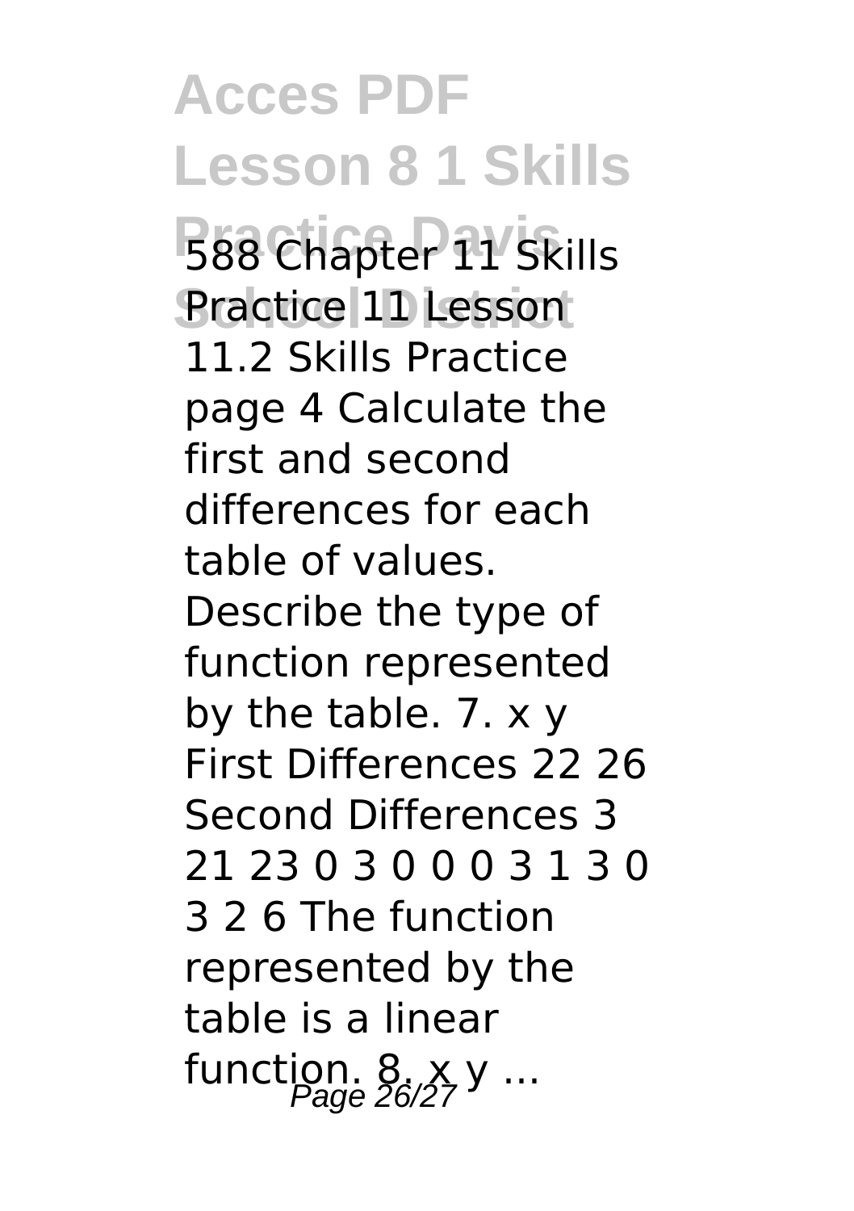# Acces PDF Lesson 8 1 Skills Practice Davis School District

588 Chapter 11 Skills Practice 11 Lesson 11.2 Skills Practice page 4 Calculate the first and second differences for each table of values. Describe the type of function represented by the table. 7. x y First Differences 22 26 Second Differences 3 21 23 0 3 0 0 0 3 1 3 0 3 2 6 The function represented by the table is a linear function. 8. x y ...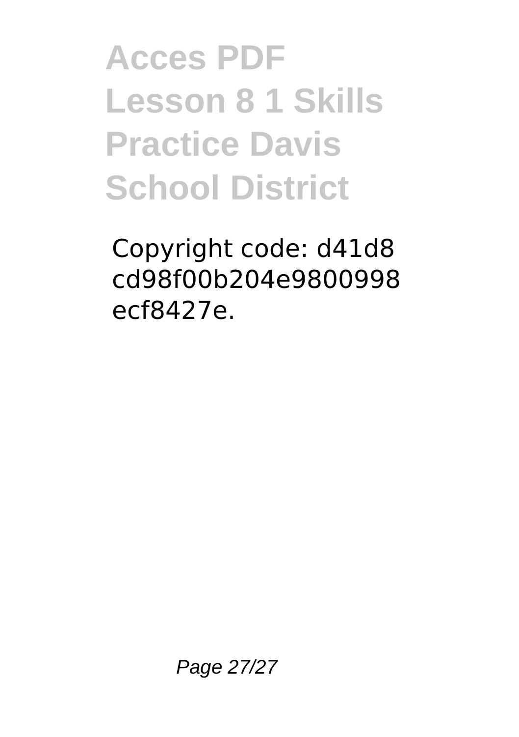Copyright code: d41d8cd98f00b204e9800998ecf8427e.